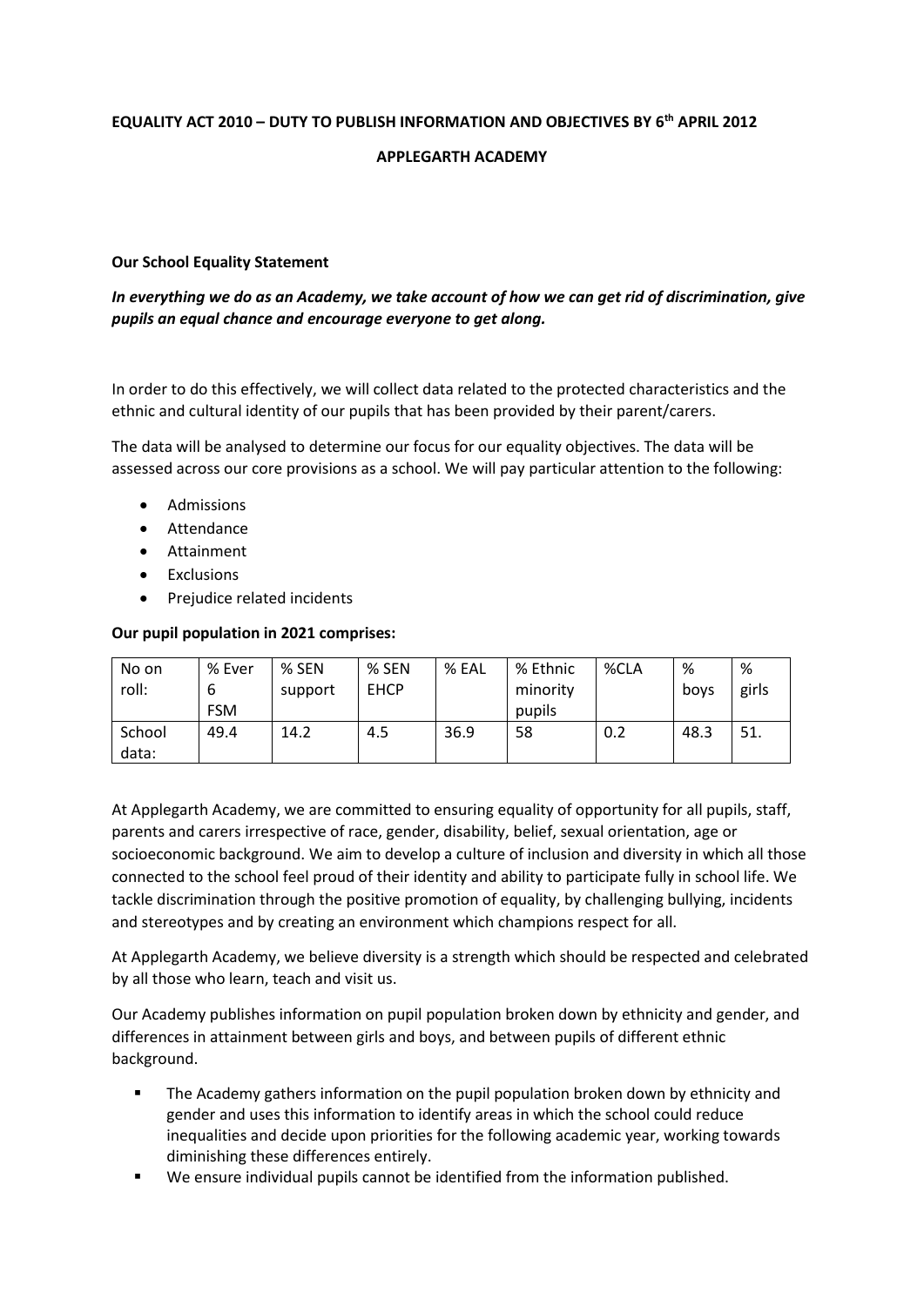**EQUALITY ACT 2010 – DUTY TO PUBLISH INFORMATION AND OBJECTIVES BY 6th APRIL 2012**

**APPLEGARTH ACADEMY**

**Our School Equality Statement**

***In everything we do as an Academy, we take account of how we can get rid of discrimination, give pupils an equal chance and encourage everyone to get along.***

In order to do this effectively, we will collect data related to the protected characteristics and the ethnic and cultural identity of our pupils that has been provided by their parent/carers.

The data will be analysed to determine our focus for our equality objectives. The data will be assessed across our core provisions as a school. We will pay particular attention to the following:

- Admissions
- Attendance
- Attainment
- Exclusions
- Prejudice related incidents

**Our pupil population in 2021 comprises:**

| No on roll: | % Ever 6 FSM | % SEN support | % SEN EHCP | % EAL | % Ethnic minority pupils | %CLA | % boys | % girls |
|---|---|---|---|---|---|---|---|---|
| School data: | 49.4 | 14.2 | 4.5 | 36.9 | 58 | 0.2 | 48.3 | 51. |

At Applegarth Academy, we are committed to ensuring equality of opportunity for all pupils, staff, parents and carers irrespective of race, gender, disability, belief, sexual orientation, age or socioeconomic background. We aim to develop a culture of inclusion and diversity in which all those connected to the school feel proud of their identity and ability to participate fully in school life. We tackle discrimination through the positive promotion of equality, by challenging bullying, incidents and stereotypes and by creating an environment which champions respect for all.

At Applegarth Academy, we believe diversity is a strength which should be respected and celebrated by all those who learn, teach and visit us.

Our Academy publishes information on pupil population broken down by ethnicity and gender, and differences in attainment between girls and boys, and between pupils of different ethnic background.

- The Academy gathers information on the pupil population broken down by ethnicity and gender and uses this information to identify areas in which the school could reduce inequalities and decide upon priorities for the following academic year, working towards diminishing these differences entirely.
- We ensure individual pupils cannot be identified from the information published.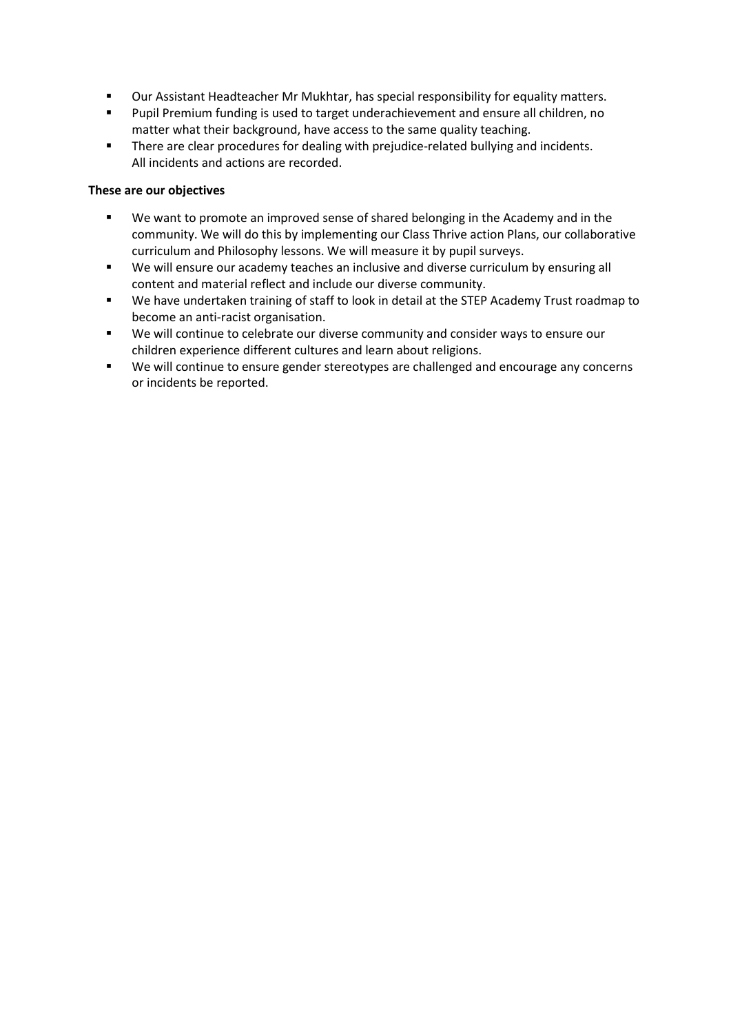- Our Assistant Headteacher Mr Mukhtar, has special responsibility for equality matters.
- Pupil Premium funding is used to target underachievement and ensure all children, no matter what their background, have access to the same quality teaching.
- There are clear procedures for dealing with prejudice-related bullying and incidents. All incidents and actions are recorded.

**These are our objectives**

- We want to promote an improved sense of shared belonging in the Academy and in the community. We will do this by implementing our Class Thrive action Plans, our collaborative curriculum and Philosophy lessons. We will measure it by pupil surveys.
- We will ensure our academy teaches an inclusive and diverse curriculum by ensuring all content and material reflect and include our diverse community.
- We have undertaken training of staff to look in detail at the STEP Academy Trust roadmap to become an anti-racist organisation.
- We will continue to celebrate our diverse community and consider ways to ensure our children experience different cultures and learn about religions.
- We will continue to ensure gender stereotypes are challenged and encourage any concerns or incidents be reported.